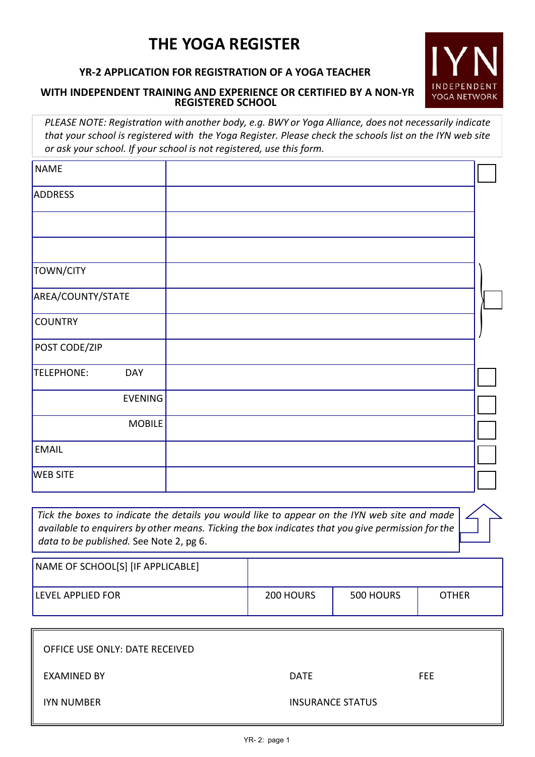# THE YOGA REGISTER

### YR-2 APPLICATION FOR REGISTRATION OF A YOGA TEACHER

### WITH INDEPENDENT TRAINING AND EXPERIENCE OR CERTIFIED BY A NON-YR REGISTERED SCHOOL

IYN INDEPENDENT YOGA NETWORK

*PLEASE NOTE: Registration with another body, e.g. BWY or Yoga Alliance, does not necessarily indicate that your school is registered with the Yoga Register. Please check the schools list on the IYN web site or ask your school. If your school is not registered, use this form.*

| | | |
|---|---|---|
| NAME | | ☐ |
| ADDRESS | | |
| | | |
| | | |
| TOWN/CITY | | ☐ (Town/City, Area/County/State, Country) |
| AREA/COUNTY/STATE | | |
| COUNTRY | | |
| POST CODE/ZIP | | |
| TELEPHONE: DAY | | ☐ |
| EVENING | | ☐ |
| MOBILE | | ☐ |
| EMAIL | | ☐ |
| WEB SITE | | ☐ |

*Tick the boxes to indicate the details you would like to appear on the IYN web site and made available to enquirers by other means. Ticking the box indicates that you give permission for the data to be published.* See Note 2, pg 6.

| | | | |
|---|---|---|---|
| NAME OF SCHOOL[S] [IF APPLICABLE] | | | |
| LEVEL APPLIED FOR | 200 HOURS | 500 HOURS | OTHER |

| | | |
|---|---|---|
| OFFICE USE ONLY: DATE RECEIVED | | |
| EXAMINED BY | DATE | FEE |
| IYN NUMBER | INSURANCE STATUS | |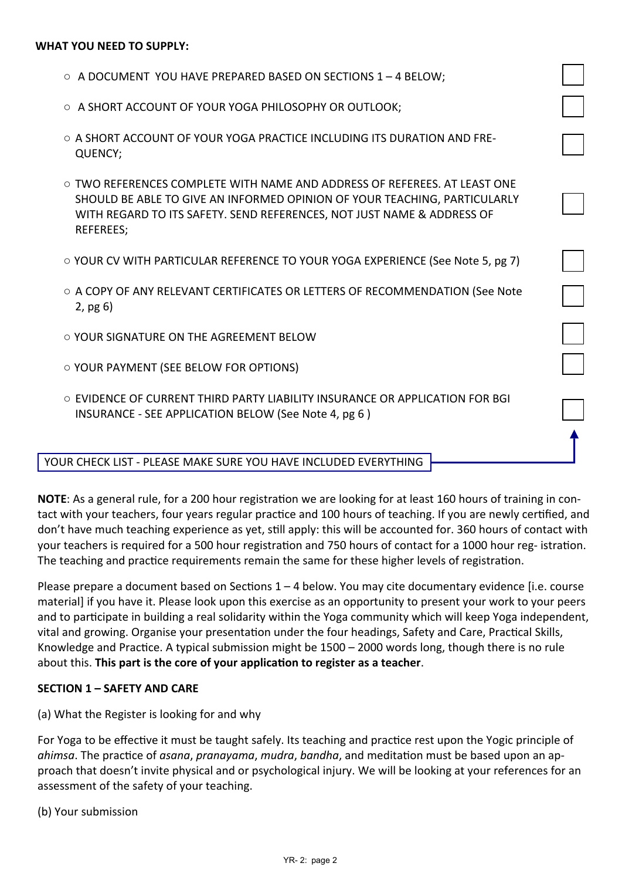**WHAT YOU NEED TO SUPPLY:**

- ○ A DOCUMENT YOU HAVE PREPARED BASED ON SECTIONS 1 – 4 BELOW; ☐
- ○ A SHORT ACCOUNT OF YOUR YOGA PHILOSOPHY OR OUTLOOK; ☐
- ○ A SHORT ACCOUNT OF YOUR YOGA PRACTICE INCLUDING ITS DURATION AND FREQUENCY; ☐
- ○ TWO REFERENCES COMPLETE WITH NAME AND ADDRESS OF REFEREES. AT LEAST ONE SHOULD BE ABLE TO GIVE AN INFORMED OPINION OF YOUR TEACHING, PARTICULARLY WITH REGARD TO ITS SAFETY. SEND REFERENCES, NOT JUST NAME & ADDRESS OF REFEREES; ☐
- ○ YOUR CV WITH PARTICULAR REFERENCE TO YOUR YOGA EXPERIENCE (See Note 5, pg 7) ☐
- ○ A COPY OF ANY RELEVANT CERTIFICATES OR LETTERS OF RECOMMENDATION (See Note 2, pg 6) ☐
- ○ YOUR SIGNATURE ON THE AGREEMENT BELOW ☐
- ○ YOUR PAYMENT (SEE BELOW FOR OPTIONS) ☐
- ○ EVIDENCE OF CURRENT THIRD PARTY LIABILITY INSURANCE OR APPLICATION FOR BGI INSURANCE - SEE APPLICATION BELOW (See Note 4, pg 6 ) ☐

YOUR CHECK LIST - PLEASE MAKE SURE YOU HAVE INCLUDED EVERYTHING

**NOTE**: As a general rule, for a 200 hour registration we are looking for at least 160 hours of training in contact with your teachers, four years regular practice and 100 hours of teaching. If you are newly certified, and don't have much teaching experience as yet, still apply: this will be accounted for. 360 hours of contact with your teachers is required for a 500 hour registration and 750 hours of contact for a 1000 hour registration. The teaching and practice requirements remain the same for these higher levels of registration.

Please prepare a document based on Sections 1 – 4 below. You may cite documentary evidence [i.e. course material] if you have it. Please look upon this exercise as an opportunity to present your work to your peers and to participate in building a real solidarity within the Yoga community which will keep Yoga independent, vital and growing. Organise your presentation under the four headings, Safety and Care, Practical Skills, Knowledge and Practice. A typical submission might be 1500 – 2000 words long, though there is no rule about this. **This part is the core of your application to register as a teacher**.

**SECTION 1 – SAFETY AND CARE**

(a) What the Register is looking for and why

For Yoga to be effective it must be taught safely. Its teaching and practice rest upon the Yogic principle of *ahimsa*. The practice of *asana*, *pranayama*, *mudra*, *bandha*, and meditation must be based upon an approach that doesn't invite physical and or psychological injury. We will be looking at your references for an assessment of the safety of your teaching.

(b) Your submission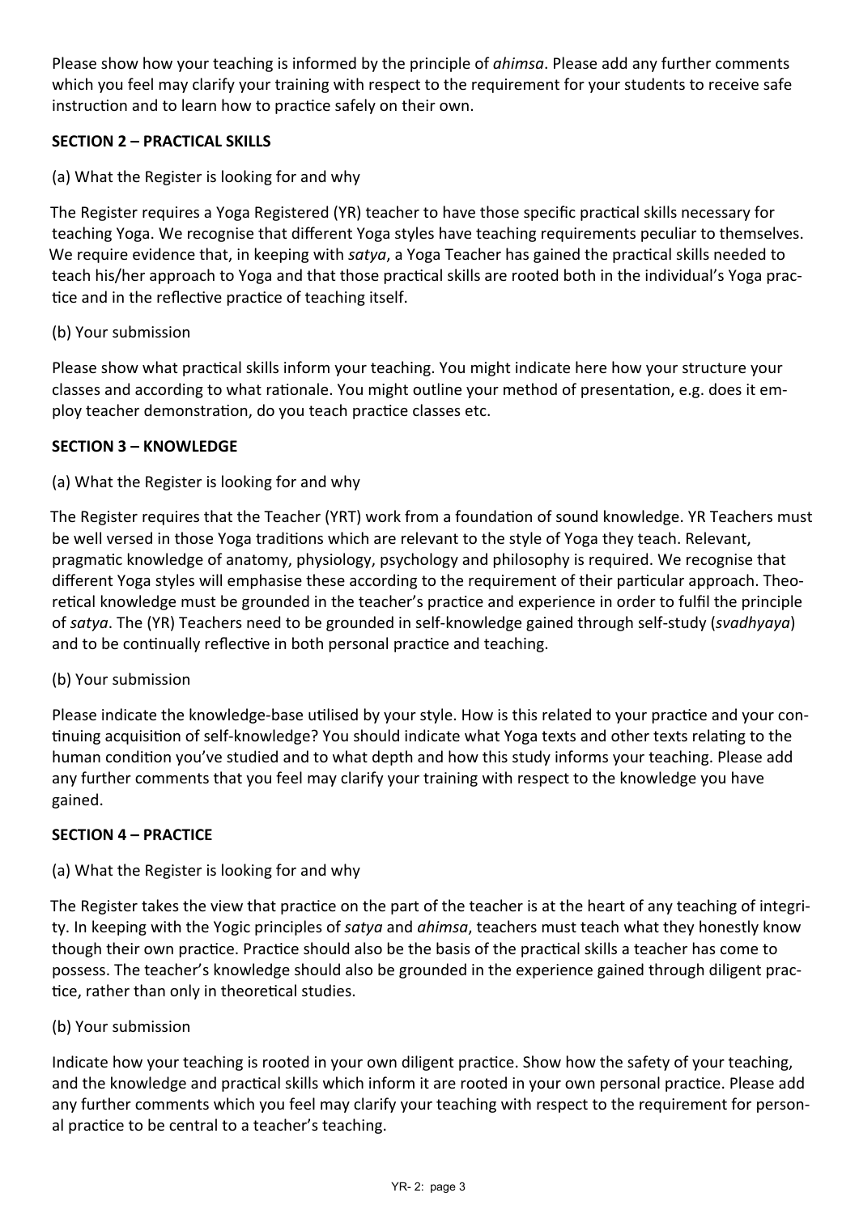Please show how your teaching is informed by the principle of *ahimsa*. Please add any further comments which you feel may clarify your training with respect to the requirement for your students to receive safe instruction and to learn how to practice safely on their own.

**SECTION 2 – PRACTICAL SKILLS**

(a) What the Register is looking for and why

The Register requires a Yoga Registered (YR) teacher to have those specific practical skills necessary for teaching Yoga. We recognise that different Yoga styles have teaching requirements peculiar to themselves. We require evidence that, in keeping with *satya*, a Yoga Teacher has gained the practical skills needed to teach his/her approach to Yoga and that those practical skills are rooted both in the individual's Yoga practice and in the reflective practice of teaching itself.

(b) Your submission

Please show what practical skills inform your teaching. You might indicate here how your structure your classes and according to what rationale. You might outline your method of presentation, e.g. does it employ teacher demonstration, do you teach practice classes etc.

**SECTION 3 – KNOWLEDGE**

(a) What the Register is looking for and why

The Register requires that the Teacher (YRT) work from a foundation of sound knowledge. YR Teachers must be well versed in those Yoga traditions which are relevant to the style of Yoga they teach. Relevant, pragmatic knowledge of anatomy, physiology, psychology and philosophy is required. We recognise that different Yoga styles will emphasise these according to the requirement of their particular approach. Theoretical knowledge must be grounded in the teacher's practice and experience in order to fulfil the principle of *satya*. The (YR) Teachers need to be grounded in self-knowledge gained through self-study (*svadhyaya*) and to be continually reflective in both personal practice and teaching.

(b) Your submission

Please indicate the knowledge-base utilised by your style. How is this related to your practice and your continuing acquisition of self-knowledge? You should indicate what Yoga texts and other texts relating to the human condition you've studied and to what depth and how this study informs your teaching. Please add any further comments that you feel may clarify your training with respect to the knowledge you have gained.

**SECTION 4 – PRACTICE**

(a) What the Register is looking for and why

The Register takes the view that practice on the part of the teacher is at the heart of any teaching of integrity. In keeping with the Yogic principles of *satya* and *ahimsa*, teachers must teach what they honestly know though their own practice. Practice should also be the basis of the practical skills a teacher has come to possess. The teacher's knowledge should also be grounded in the experience gained through diligent practice, rather than only in theoretical studies.

(b) Your submission

Indicate how your teaching is rooted in your own diligent practice. Show how the safety of your teaching, and the knowledge and practical skills which inform it are rooted in your own personal practice. Please add any further comments which you feel may clarify your teaching with respect to the requirement for personal practice to be central to a teacher's teaching.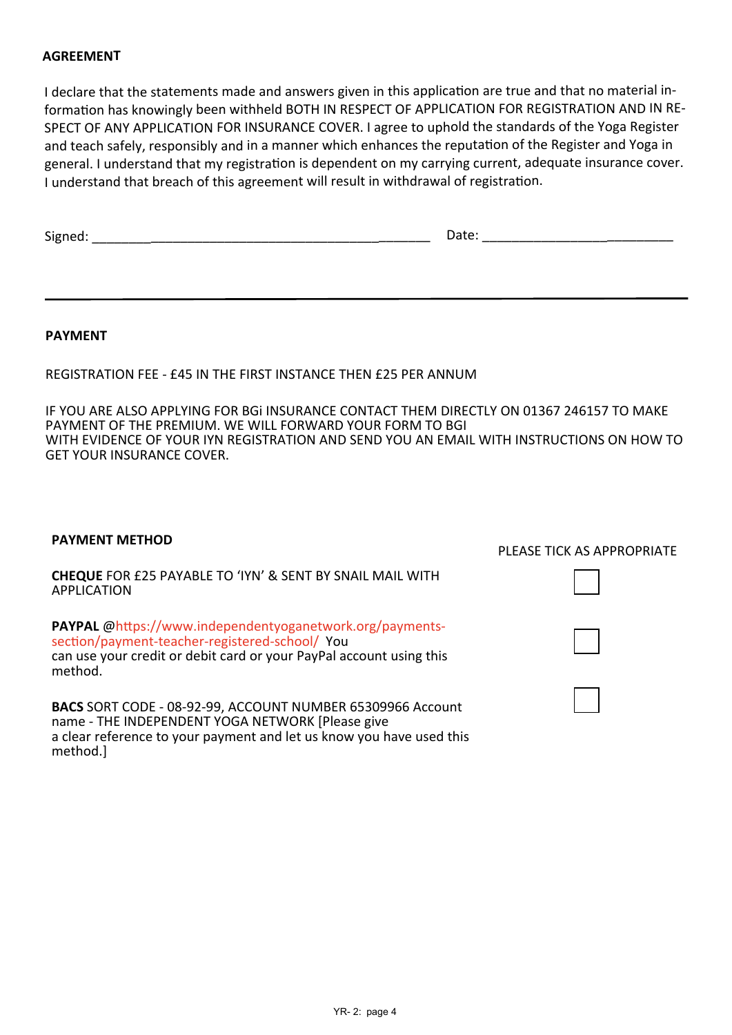**AGREEMENT**

I declare that the statements made and answers given in this application are true and that no material information has knowingly been withheld BOTH IN RESPECT OF APPLICATION FOR REGISTRATION AND IN RESPECT OF ANY APPLICATION FOR INSURANCE COVER. I agree to uphold the standards of the Yoga Register and teach safely, responsibly and in a manner which enhances the reputation of the Register and Yoga in general. I understand that my registration is dependent on my carrying current, adequate insurance cover. I understand that breach of this agreement will result in withdrawal of registration.

Signed: ______________________________________________ Date: ________________________

---

**PAYMENT**

REGISTRATION FEE - £45 IN THE FIRST INSTANCE THEN £25 PER ANNUM

IF YOU ARE ALSO APPLYING FOR BGi INSURANCE CONTACT THEM DIRECTLY ON 01367 246157 TO MAKE PAYMENT OF THE PREMIUM. WE WILL FORWARD YOUR FORM TO BGI WITH EVIDENCE OF YOUR IYN REGISTRATION AND SEND YOU AN EMAIL WITH INSTRUCTIONS ON HOW TO GET YOUR INSURANCE COVER.

| **PAYMENT METHOD** | PLEASE TICK AS APPROPRIATE |
|---|---|
| **CHEQUE** FOR £25 PAYABLE TO 'IYN' & SENT BY SNAIL MAIL WITH APPLICATION | ☐ |
| **PAYPAL** @https://www.independentyoganetwork.org/payments-section/payment-teacher-registered-school/ You can use your credit or debit card or your PayPal account using this method. | ☐ |
| **BACS** SORT CODE - 08-92-99, ACCOUNT NUMBER 65309966 Account name - THE INDEPENDENT YOGA NETWORK [Please give a clear reference to your payment and let us know you have used this method.] | ☐ |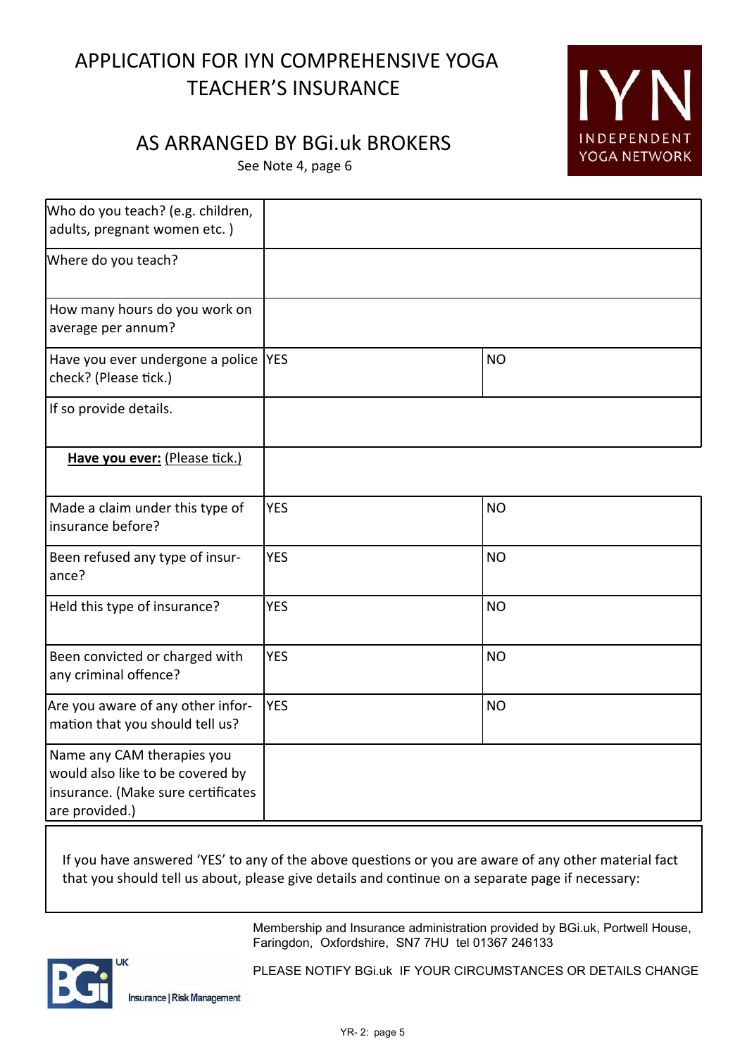# APPLICATION FOR IYN COMPREHENSIVE YOGA TEACHER'S INSURANCE

## AS ARRANGED BY BGi.uk BROKERS

See Note 4, page 6

IYN
INDEPENDENT YOGA NETWORK

| | | |
|---|---|---|
| Who do you teach? (e.g. children, adults, pregnant women etc. ) | | |
| Where do you teach? | | |
| How many hours do you work on average per annum? | | |
| Have you ever undergone a police check? (Please tick.) | YES | NO |
| If so provide details. | | |
| **<u>Have you ever:</u>** <u>(Please tick.)</u> | | |
| Made a claim under this type of insurance before? | YES | NO |
| Been refused any type of insurance? | YES | NO |
| Held this type of insurance? | YES | NO |
| Been convicted or charged with any criminal offence? | YES | NO |
| Are you aware of any other information that you should tell us? | YES | NO |
| Name any CAM therapies you would also like to be covered by insurance. (Make sure certificates are provided.) | | |

If you have answered 'YES' to any of the above questions or you are aware of any other material fact that you should tell us about, please give details and continue on a separate page if necessary:

Membership and Insurance administration provided by BGi.uk, Portwell House, Faringdon, Oxfordshire, SN7 7HU tel 01367 246133

BGi UK Insurance | Risk Management

PLEASE NOTIFY BGi.uk IF YOUR CIRCUMSTANCES OR DETAILS CHANGE

YR- 2: page 5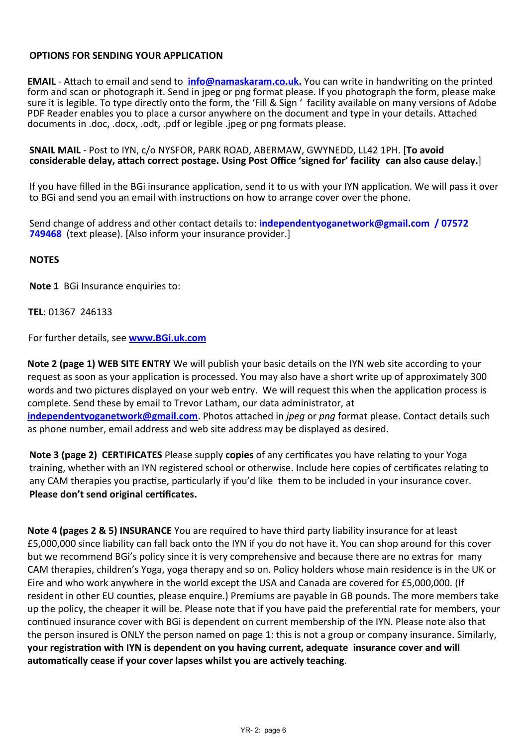**OPTIONS FOR SENDING YOUR APPLICATION**

**EMAIL** - Attach to email and send to **info@namaskaram.co.uk.** You can write in handwriting on the printed form and scan or photograph it. Send in jpeg or png format please. If you photograph the form, please make sure it is legible. To type directly onto the form, the 'Fill & Sign ' facility available on many versions of Adobe PDF Reader enables you to place a cursor anywhere on the document and type in your details. Attached documents in .doc, .docx, .odt, .pdf or legible .jpeg or png formats please.

**SNAIL MAIL** - Post to IYN, c/o NYSFOR, PARK ROAD, ABERMAW, GWYNEDD, LL42 1PH. [**To avoid considerable delay, attach correct postage. Using Post Office 'signed for' facility can also cause delay.**]

If you have filled in the BGi insurance application, send it to us with your IYN application. We will pass it over to BGi and send you an email with instructions on how to arrange cover over the phone.

Send change of address and other contact details to: **independentyoganetwork@gmail.com / 07572 749468** (text please). [Also inform your insurance provider.]

**NOTES**

**Note 1** BGi Insurance enquiries to:

**TEL**: 01367 246133

For further details, see **www.BGi.uk.com**

**Note 2 (page 1) WEB SITE ENTRY** We will publish your basic details on the IYN web site according to your request as soon as your application is processed. You may also have a short write up of approximately 300 words and two pictures displayed on your web entry. We will request this when the application process is complete. Send these by email to Trevor Latham, our data administrator, at **independentyoganetwork@gmail.com**. Photos attached in *jpeg* or *png* format please. Contact details such as phone number, email address and web site address may be displayed as desired.

**Note 3 (page 2) CERTIFICATES** Please supply **copies** of any certificates you have relating to your Yoga training, whether with an IYN registered school or otherwise. Include here copies of certificates relating to any CAM therapies you practise, particularly if you'd like them to be included in your insurance cover. **Please don't send original certificates.**

**Note 4 (pages 2 & 5) INSURANCE** You are required to have third party liability insurance for at least £5,000,000 since liability can fall back onto the IYN if you do not have it. You can shop around for this cover but we recommend BGi's policy since it is very comprehensive and because there are no extras for many CAM therapies, children's Yoga, yoga therapy and so on. Policy holders whose main residence is in the UK or Eire and who work anywhere in the world except the USA and Canada are covered for £5,000,000. (If resident in other EU counties, please enquire.) Premiums are payable in GB pounds. The more members take up the policy, the cheaper it will be. Please note that if you have paid the preferential rate for members, your continued insurance cover with BGi is dependent on current membership of the IYN. Please note also that the person insured is ONLY the person named on page 1: this is not a group or company insurance. Similarly, **your registration with IYN is dependent on you having current, adequate insurance cover and will automatically cease if your cover lapses whilst you are actively teaching**.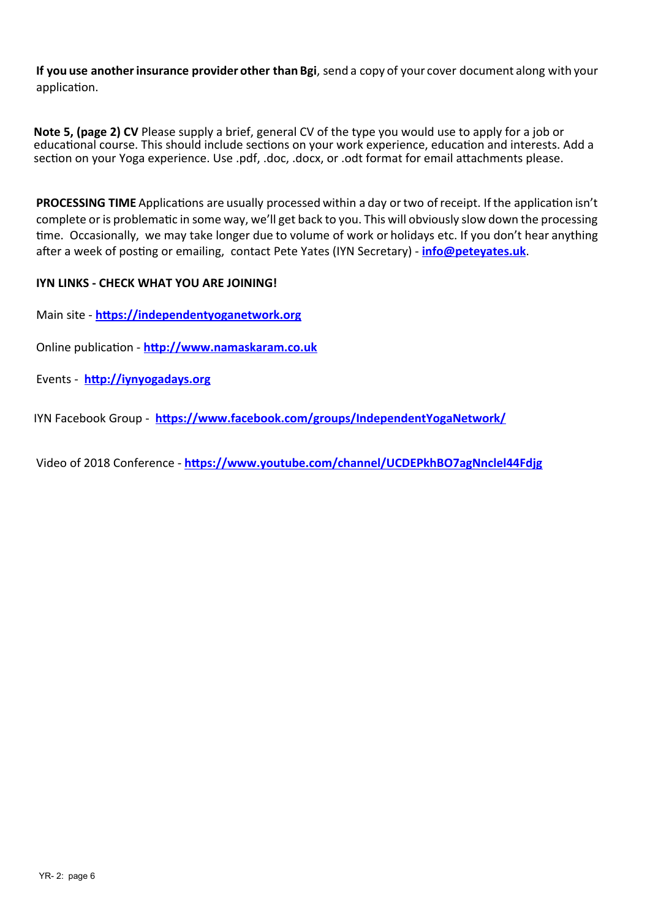**If you use another insurance provider other than Bgi**, send a copy of your cover document along with your application.

**Note 5, (page 2) CV** Please supply a brief, general CV of the type you would use to apply for a job or educational course. This should include sections on your work experience, education and interests. Add a section on your Yoga experience. Use .pdf, .doc, .docx, or .odt format for email attachments please.

**PROCESSING TIME** Applications are usually processed within a day or two of receipt. If the application isn't complete or is problematic in some way, we'll get back to you. This will obviously slow down the processing time. Occasionally, we may take longer due to volume of work or holidays etc. If you don't hear anything after a week of posting or emailing, contact Pete Yates (IYN Secretary) - **info@peteyates.uk**.

**IYN LINKS - CHECK WHAT YOU ARE JOINING!**

Main site - **https://independentyoganetwork.org**

Online publication - **http://www.namaskaram.co.uk**

Events - **http://iynyogadays.org**

IYN Facebook Group - **https://www.facebook.com/groups/IndependentYogaNetwork/**

Video of 2018 Conference - **https://www.youtube.com/channel/UCDEPkhBO7agNnclel44Fdjg**